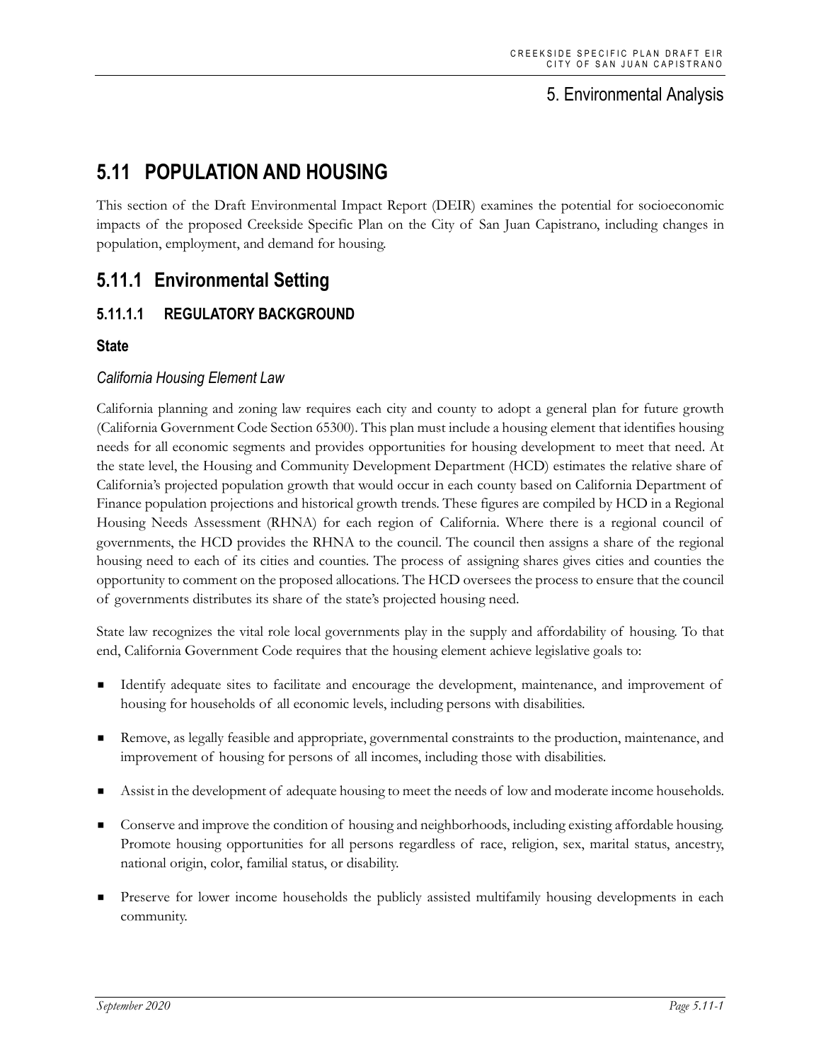# 5. Environmental Analysis

## 5.11 POPULATION AND HOUSING

This section of the Draft Environmental Impact Report (DEIR) examines the potential for socioeconomic impacts of the proposed Creekside Specific Plan on the City of San Juan Capistrano, including changes in population, employment, and demand for housing.

## 5.11.1 Environmental Setting

### 5.11.1.1 REGULATORY BACKGROUND

#### State

*California Housing Element Law*

California planning and zoning law requires each city and county to adopt a general plan for future growth (California Government Code Section 65300). This plan must include a housing element that identifies housing needs for all economic segments and provides opportunities for housing development to meet that need. At the state level, the Housing and Community Development Department (HCD) estimates the relative share of California's projected population growth that would occur in each county based on California Department of Finance population projections and historical growth trends. These figures are compiled by HCD in a Regional Housing Needs Assessment (RHNA) for each region of California. Where there is a regional council of governments, the HCD provides the RHNA to the council. The council then assigns a share of the regional housing need to each of its cities and counties. The process of assigning shares gives cities and counties the opportunity to comment on the proposed allocations. The HCD oversees the process to ensure that the council of governments distributes its share of the state's projected housing need.

State law recognizes the vital role local governments play in the supply and affordability of housing. To that end, California Government Code requires that the housing element achieve legislative goals to:

- Identify adequate sites to facilitate and encourage the development, maintenance, and improvement of housing for households of all economic levels, including persons with disabilities.
- Remove, as legally feasible and appropriate, governmental constraints to the production, maintenance, and improvement of housing for persons of all incomes, including those with disabilities.
- Assist in the development of adequate housing to meet the needs of low and moderate income households.
- Conserve and improve the condition of housing and neighborhoods, including existing affordable housing. Promote housing opportunities for all persons regardless of race, religion, sex, marital status, ancestry, national origin, color, familial status, or disability.
- Preserve for lower income households the publicly assisted multifamily housing developments in each community.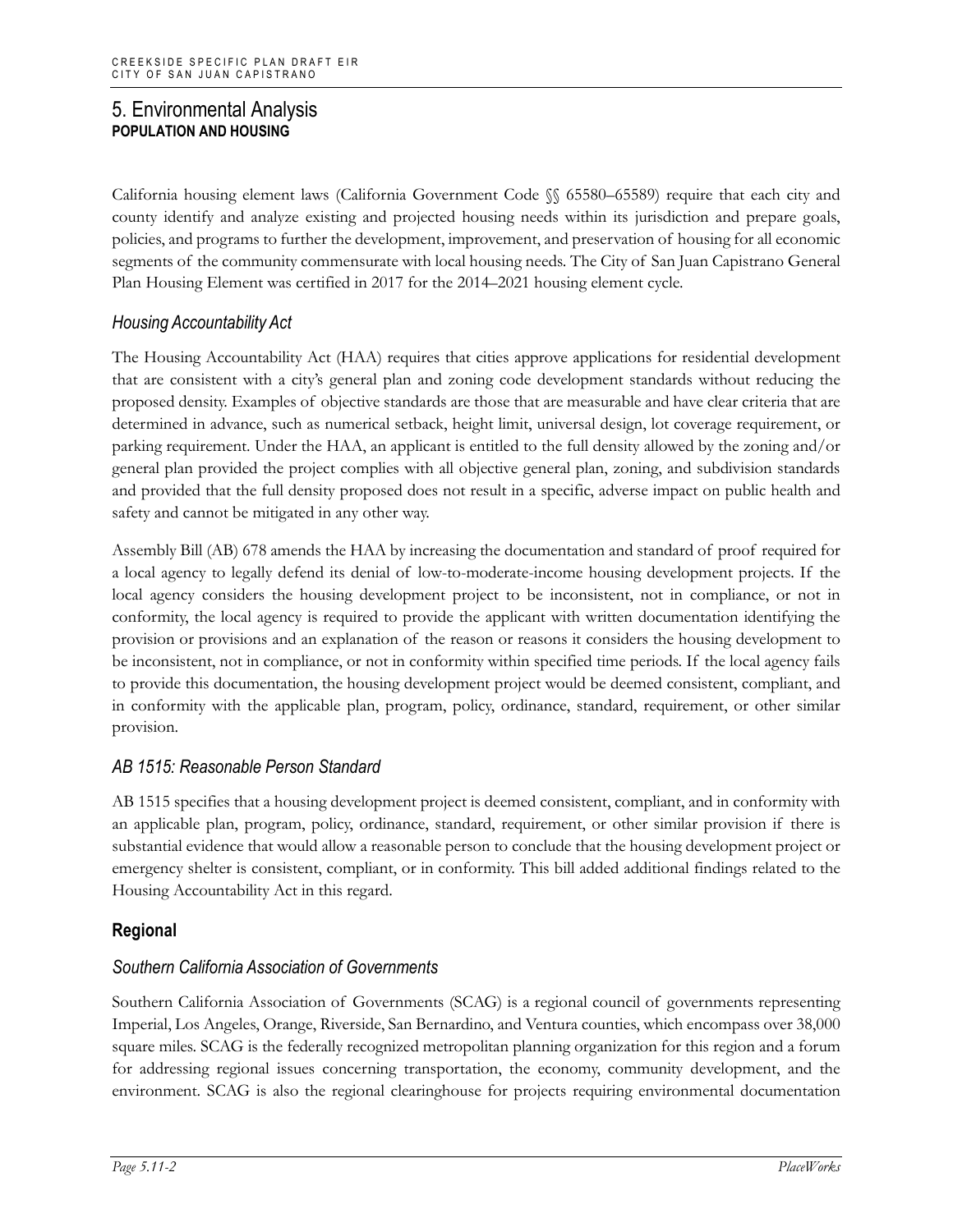California housing element laws (California Government Code §§ 65580–65589) require that each city and county identify and analyze existing and projected housing needs within its jurisdiction and prepare goals, policies, and programs to further the development, improvement, and preservation of housing for all economic segments of the community commensurate with local housing needs. The City of San Juan Capistrano General Plan Housing Element was certified in 2017 for the 2014–2021 housing element cycle.

### *Housing Accountability Act*

The Housing Accountability Act (HAA) requires that cities approve applications for residential development that are consistent with a city's general plan and zoning code development standards without reducing the proposed density. Examples of objective standards are those that are measurable and have clear criteria that are determined in advance, such as numerical setback, height limit, universal design, lot coverage requirement, or parking requirement. Under the HAA, an applicant is entitled to the full density allowed by the zoning and/or general plan provided the project complies with all objective general plan, zoning, and subdivision standards and provided that the full density proposed does not result in a specific, adverse impact on public health and safety and cannot be mitigated in any other way.

Assembly Bill (AB) 678 amends the HAA by increasing the documentation and standard of proof required for a local agency to legally defend its denial of low-to-moderate-income housing development projects. If the local agency considers the housing development project to be inconsistent, not in compliance, or not in conformity, the local agency is required to provide the applicant with written documentation identifying the provision or provisions and an explanation of the reason or reasons it considers the housing development to be inconsistent, not in compliance, or not in conformity within specified time periods. If the local agency fails to provide this documentation, the housing development project would be deemed consistent, compliant, and in conformity with the applicable plan, program, policy, ordinance, standard, requirement, or other similar provision.

### *AB 1515: Reasonable Person Standard*

AB 1515 specifies that a housing development project is deemed consistent, compliant, and in conformity with an applicable plan, program, policy, ordinance, standard, requirement, or other similar provision if there is substantial evidence that would allow a reasonable person to conclude that the housing development project or emergency shelter is consistent, compliant, or in conformity. This bill added additional findings related to the Housing Accountability Act in this regard.

## Regional

### *Southern California Association of Governments*

Southern California Association of Governments (SCAG) is a regional council of governments representing Imperial, Los Angeles, Orange, Riverside, San Bernardino, and Ventura counties, which encompass over 38,000 square miles. SCAG is the federally recognized metropolitan planning organization for this region and a forum for addressing regional issues concerning transportation, the economy, community development, and the environment. SCAG is also the regional clearinghouse for projects requiring environmental documentation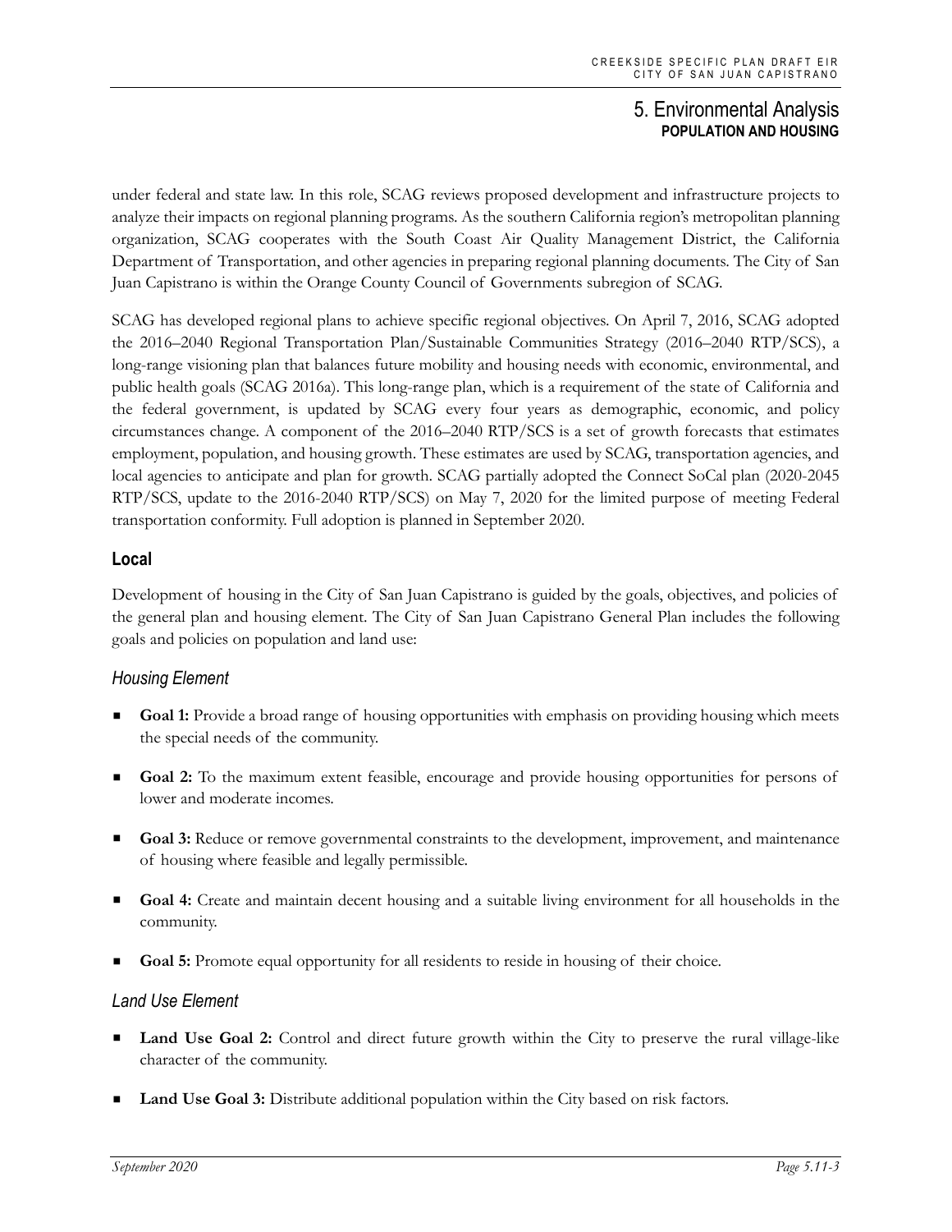under federal and state law. In this role, SCAG reviews proposed development and infrastructure projects to analyze their impacts on regional planning programs. As the southern California region's metropolitan planning organization, SCAG cooperates with the South Coast Air Quality Management District, the California Department of Transportation, and other agencies in preparing regional planning documents. The City of San Juan Capistrano is within the Orange County Council of Governments subregion of SCAG.

SCAG has developed regional plans to achieve specific regional objectives. On April 7, 2016, SCAG adopted the 2016–2040 Regional Transportation Plan/Sustainable Communities Strategy (2016–2040 RTP/SCS), a long-range visioning plan that balances future mobility and housing needs with economic, environmental, and public health goals (SCAG 2016a). This long-range plan, which is a requirement of the state of California and the federal government, is updated by SCAG every four years as demographic, economic, and policy circumstances change. A component of the 2016–2040 RTP/SCS is a set of growth forecasts that estimates employment, population, and housing growth. These estimates are used by SCAG, transportation agencies, and local agencies to anticipate and plan for growth. SCAG partially adopted the Connect SoCal plan (2020-2045 RTP/SCS, update to the 2016-2040 RTP/SCS) on May 7, 2020 for the limited purpose of meeting Federal transportation conformity. Full adoption is planned in September 2020.

### Local

Development of housing in the City of San Juan Capistrano is guided by the goals, objectives, and policies of the general plan and housing element. The City of San Juan Capistrano General Plan includes the following goals and policies on population and land use:

#### *Housing Element*

- **Goal 1:** Provide a broad range of housing opportunities with emphasis on providing housing which meets the special needs of the community.
- **Goal 2:** To the maximum extent feasible, encourage and provide housing opportunities for persons of lower and moderate incomes.
- **Goal 3:** Reduce or remove governmental constraints to the development, improvement, and maintenance of housing where feasible and legally permissible.
- **Goal 4:** Create and maintain decent housing and a suitable living environment for all households in the community.
- **Goal 5:** Promote equal opportunity for all residents to reside in housing of their choice.

#### *Land Use Element*

- **Land Use Goal 2:** Control and direct future growth within the City to preserve the rural village-like character of the community.
- **Land Use Goal 3:** Distribute additional population within the City based on risk factors.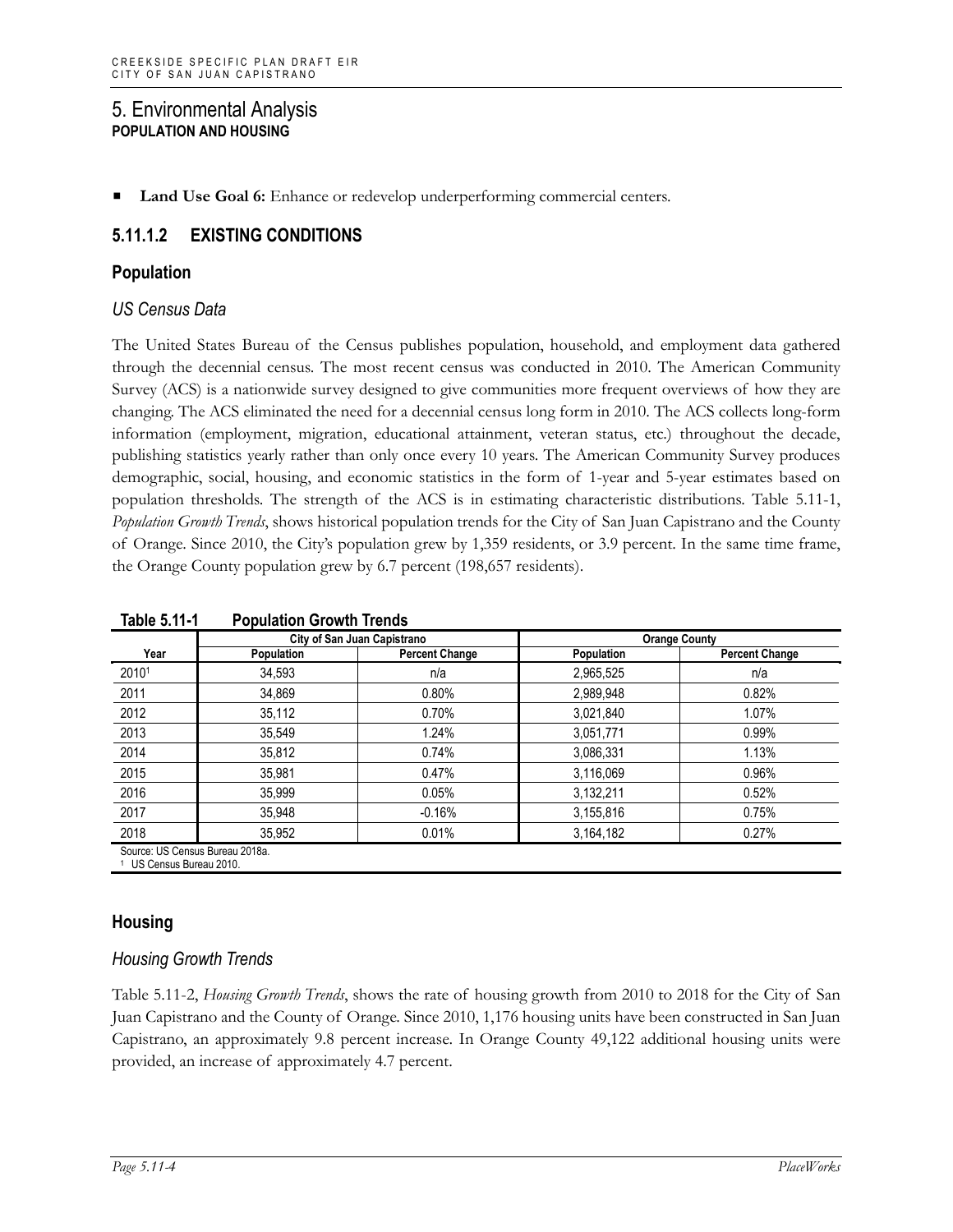## 5. Environmental Analysis

### POPULATION AND HOUSING

- **Land Use Goal 6:** Enhance or redevelop underperforming commercial centers.

### 5.11.1.2 EXISTING CONDITIONS

#### Population

##### *US Census Data*

The United States Bureau of the Census publishes population, household, and employment data gathered through the decennial census. The most recent census was conducted in 2010. The American Community Survey (ACS) is a nationwide survey designed to give communities more frequent overviews of how they are changing. The ACS eliminated the need for a decennial census long form in 2010. The ACS collects long-form information (employment, migration, educational attainment, veteran status, etc.) throughout the decade, publishing statistics yearly rather than only once every 10 years. The American Community Survey produces demographic, social, housing, and economic statistics in the form of 1-year and 5-year estimates based on population thresholds. The strength of the ACS is in estimating characteristic distributions. Table 5.11-1, *Population Growth Trends*, shows historical population trends for the City of San Juan Capistrano and the County of Orange. Since 2010, the City's population grew by 1,359 residents, or 3.9 percent. In the same time frame, the Orange County population grew by 6.7 percent (198,657 residents).

**Table 5.11-1 Population Growth Trends**

| Year | City of San Juan Capistrano | | Orange County | |
|---|---|---|---|---|
| | Population | Percent Change | Population | Percent Change |
| 2010[1] | 34,593 | n/a | 2,965,525 | n/a |
| 2011 | 34,869 | 0.80% | 2,989,948 | 0.82% |
| 2012 | 35,112 | 0.70% | 3,021,840 | 1.07% |
| 2013 | 35,549 | 1.24% | 3,051,771 | 0.99% |
| 2014 | 35,812 | 0.74% | 3,086,331 | 1.13% |
| 2015 | 35,981 | 0.47% | 3,116,069 | 0.96% |
| 2016 | 35,999 | 0.05% | 3,132,211 | 0.52% |
| 2017 | 35,948 | -0.16% | 3,155,816 | 0.75% |
| 2018 | 35,952 | 0.01% | 3,164,182 | 0.27% |

Source: US Census Bureau 2018a.
[1] US Census Bureau 2010.

#### Housing

##### *Housing Growth Trends*

Table 5.11-2, *Housing Growth Trends*, shows the rate of housing growth from 2010 to 2018 for the City of San Juan Capistrano and the County of Orange. Since 2010, 1,176 housing units have been constructed in San Juan Capistrano, an approximately 9.8 percent increase. In Orange County 49,122 additional housing units were provided, an increase of approximately 4.7 percent.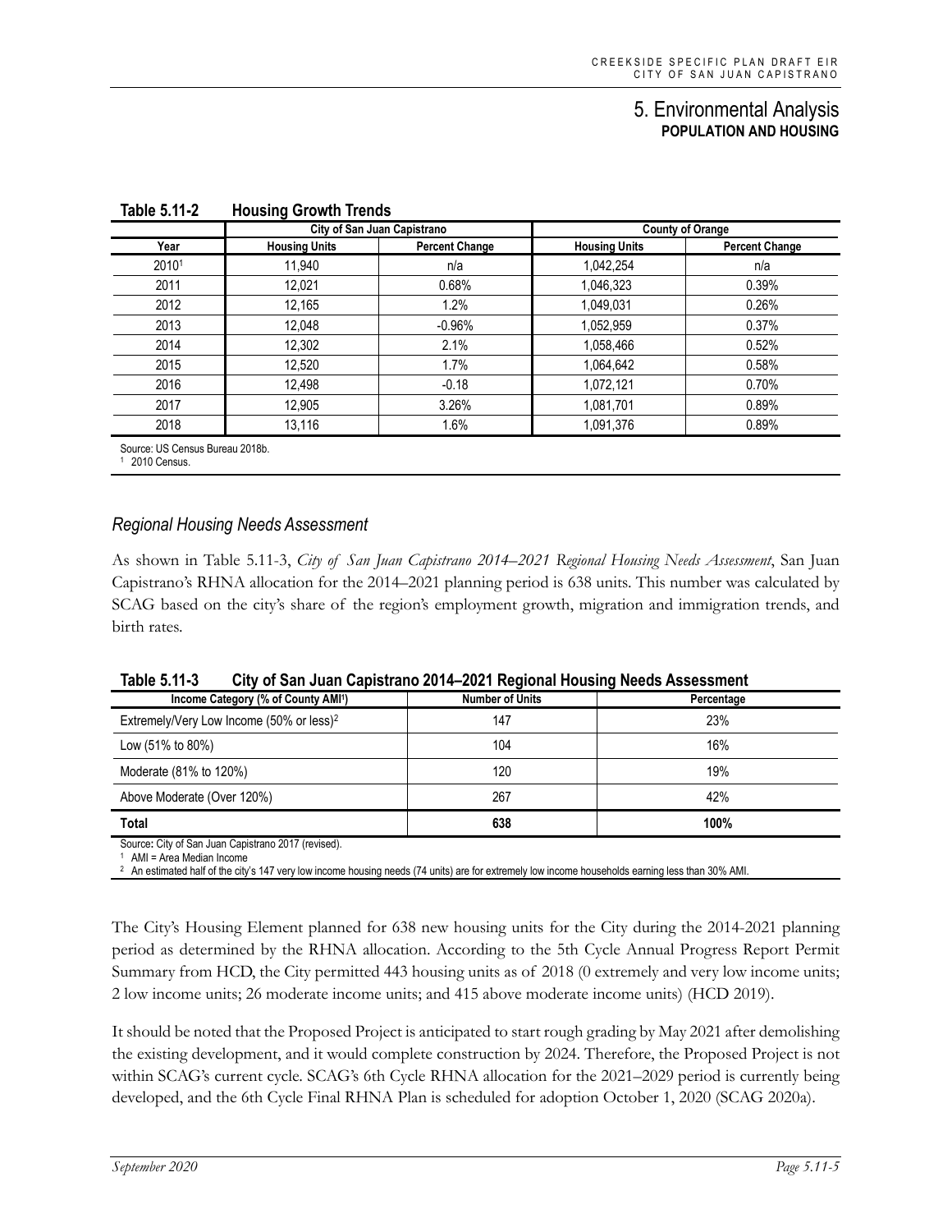**Table 5.11-2 Housing Growth Trends**

| | City of San Juan Capistrano | | County of Orange | |
|---|---|---|---|---|
| Year | Housing Units | Percent Change | Housing Units | Percent Change |
| 2010[1] | 11,940 | n/a | 1,042,254 | n/a |
| 2011 | 12,021 | 0.68% | 1,046,323 | 0.39% |
| 2012 | 12,165 | 1.2% | 1,049,031 | 0.26% |
| 2013 | 12,048 | -0.96% | 1,052,959 | 0.37% |
| 2014 | 12,302 | 2.1% | 1,058,466 | 0.52% |
| 2015 | 12,520 | 1.7% | 1,064,642 | 0.58% |
| 2016 | 12,498 | -0.18 | 1,072,121 | 0.70% |
| 2017 | 12,905 | 3.26% | 1,081,701 | 0.89% |
| 2018 | 13,116 | 1.6% | 1,091,376 | 0.89% |

Source: US Census Bureau 2018b.
[1] 2010 Census.

### *Regional Housing Needs Assessment*

As shown in Table 5.11-3, *City of San Juan Capistrano 2014–2021 Regional Housing Needs Assessment*, San Juan Capistrano's RHNA allocation for the 2014–2021 planning period is 638 units. This number was calculated by SCAG based on the city's share of the region's employment growth, migration and immigration trends, and birth rates.

**Table 5.11-3 City of San Juan Capistrano 2014–2021 Regional Housing Needs Assessment**

| Income Category (% of County AMI[1]) | Number of Units | Percentage |
|---|---|---|
| Extremely/Very Low Income (50% or less)[2] | 147 | 23% |
| Low (51% to 80%) | 104 | 16% |
| Moderate (81% to 120%) | 120 | 19% |
| Above Moderate (Over 120%) | 267 | 42% |
| **Total** | **638** | **100%** |

Source: City of San Juan Capistrano 2017 (revised).
[1] AMI = Area Median Income
[2] An estimated half of the city's 147 very low income housing needs (74 units) are for extremely low income households earning less than 30% AMI.

The City's Housing Element planned for 638 new housing units for the City during the 2014-2021 planning period as determined by the RHNA allocation. According to the 5th Cycle Annual Progress Report Permit Summary from HCD, the City permitted 443 housing units as of 2018 (0 extremely and very low income units; 2 low income units; 26 moderate income units; and 415 above moderate income units) (HCD 2019).

It should be noted that the Proposed Project is anticipated to start rough grading by May 2021 after demolishing the existing development, and it would complete construction by 2024. Therefore, the Proposed Project is not within SCAG's current cycle. SCAG's 6th Cycle RHNA allocation for the 2021–2029 period is currently being developed, and the 6th Cycle Final RHNA Plan is scheduled for adoption October 1, 2020 (SCAG 2020a).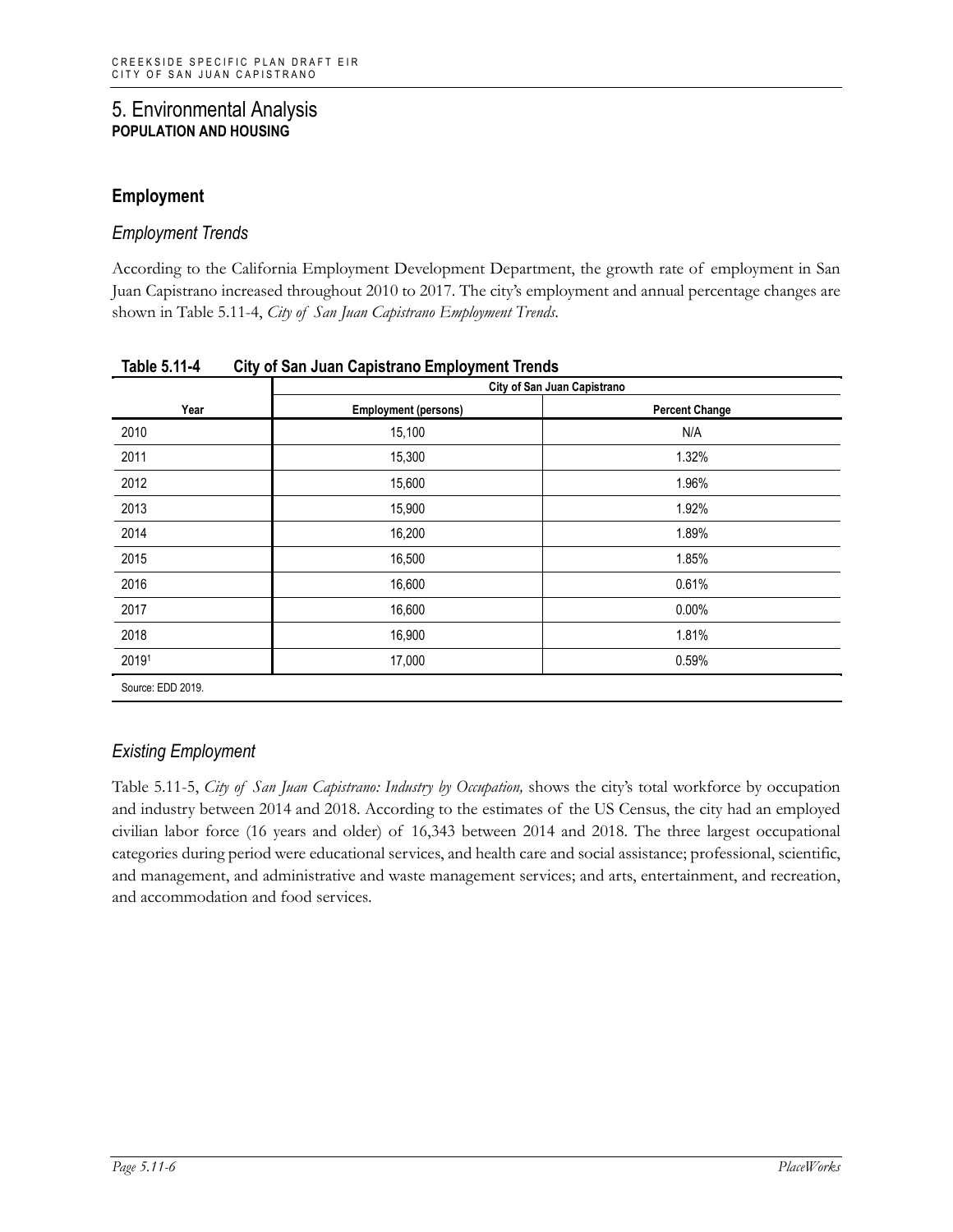## Employment

### *Employment Trends*

According to the California Employment Development Department, the growth rate of employment in San Juan Capistrano increased throughout 2010 to 2017. The city's employment and annual percentage changes are shown in Table 5.11-4, *City of San Juan Capistrano Employment Trends*.

**Table 5.11-4 City of San Juan Capistrano Employment Trends**

| | City of San Juan Capistrano | |
|---|---|---|
| **Year** | **Employment (persons)** | **Percent Change** |
| 2010 | 15,100 | N/A |
| 2011 | 15,300 | 1.32% |
| 2012 | 15,600 | 1.96% |
| 2013 | 15,900 | 1.92% |
| 2014 | 16,200 | 1.89% |
| 2015 | 16,500 | 1.85% |
| 2016 | 16,600 | 0.61% |
| 2017 | 16,600 | 0.00% |
| 2018 | 16,900 | 1.81% |
| 2019[1] | 17,000 | 0.59% |

Source: EDD 2019.

### *Existing Employment*

Table 5.11-5, *City of San Juan Capistrano: Industry by Occupation,* shows the city's total workforce by occupation and industry between 2014 and 2018. According to the estimates of the US Census, the city had an employed civilian labor force (16 years and older) of 16,343 between 2014 and 2018. The three largest occupational categories during period were educational services, and health care and social assistance; professional, scientific, and management, and administrative and waste management services; and arts, entertainment, and recreation, and accommodation and food services.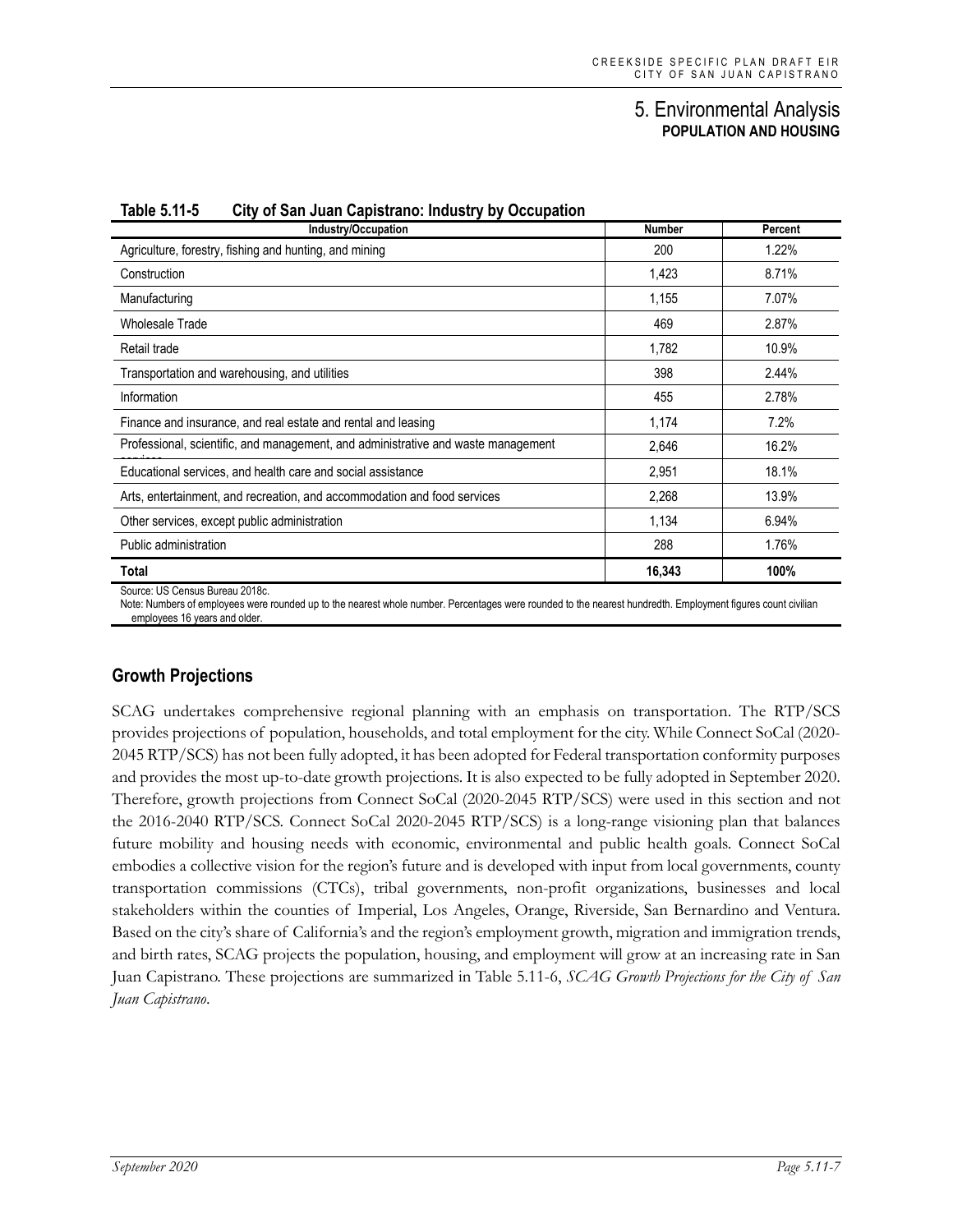**Table 5.11-5 City of San Juan Capistrano: Industry by Occupation**

| Industry/Occupation | Number | Percent |
|---|---|---|
| Agriculture, forestry, fishing and hunting, and mining | 200 | 1.22% |
| Construction | 1,423 | 8.71% |
| Manufacturing | 1,155 | 7.07% |
| Wholesale Trade | 469 | 2.87% |
| Retail trade | 1,782 | 10.9% |
| Transportation and warehousing, and utilities | 398 | 2.44% |
| Information | 455 | 2.78% |
| Finance and insurance, and real estate and rental and leasing | 1,174 | 7.2% |
| Professional, scientific, and management, and administrative and waste management services | 2,646 | 16.2% |
| Educational services, and health care and social assistance | 2,951 | 18.1% |
| Arts, entertainment, and recreation, and accommodation and food services | 2,268 | 13.9% |
| Other services, except public administration | 1,134 | 6.94% |
| Public administration | 288 | 1.76% |
| **Total** | **16,343** | **100%** |

Source: US Census Bureau 2018c.
Note: Numbers of employees were rounded up to the nearest whole number. Percentages were rounded to the nearest hundredth. Employment figures count civilian employees 16 years and older.

## Growth Projections

SCAG undertakes comprehensive regional planning with an emphasis on transportation. The RTP/SCS provides projections of population, households, and total employment for the city. While Connect SoCal (2020-2045 RTP/SCS) has not been fully adopted, it has been adopted for Federal transportation conformity purposes and provides the most up-to-date growth projections. It is also expected to be fully adopted in September 2020. Therefore, growth projections from Connect SoCal (2020-2045 RTP/SCS) were used in this section and not the 2016-2040 RTP/SCS. Connect SoCal 2020-2045 RTP/SCS) is a long-range visioning plan that balances future mobility and housing needs with economic, environmental and public health goals. Connect SoCal embodies a collective vision for the region's future and is developed with input from local governments, county transportation commissions (CTCs), tribal governments, non-profit organizations, businesses and local stakeholders within the counties of Imperial, Los Angeles, Orange, Riverside, San Bernardino and Ventura. Based on the city's share of California's and the region's employment growth, migration and immigration trends, and birth rates, SCAG projects the population, housing, and employment will grow at an increasing rate in San Juan Capistrano. These projections are summarized in Table 5.11-6, *SCAG Growth Projections for the City of San Juan Capistrano*.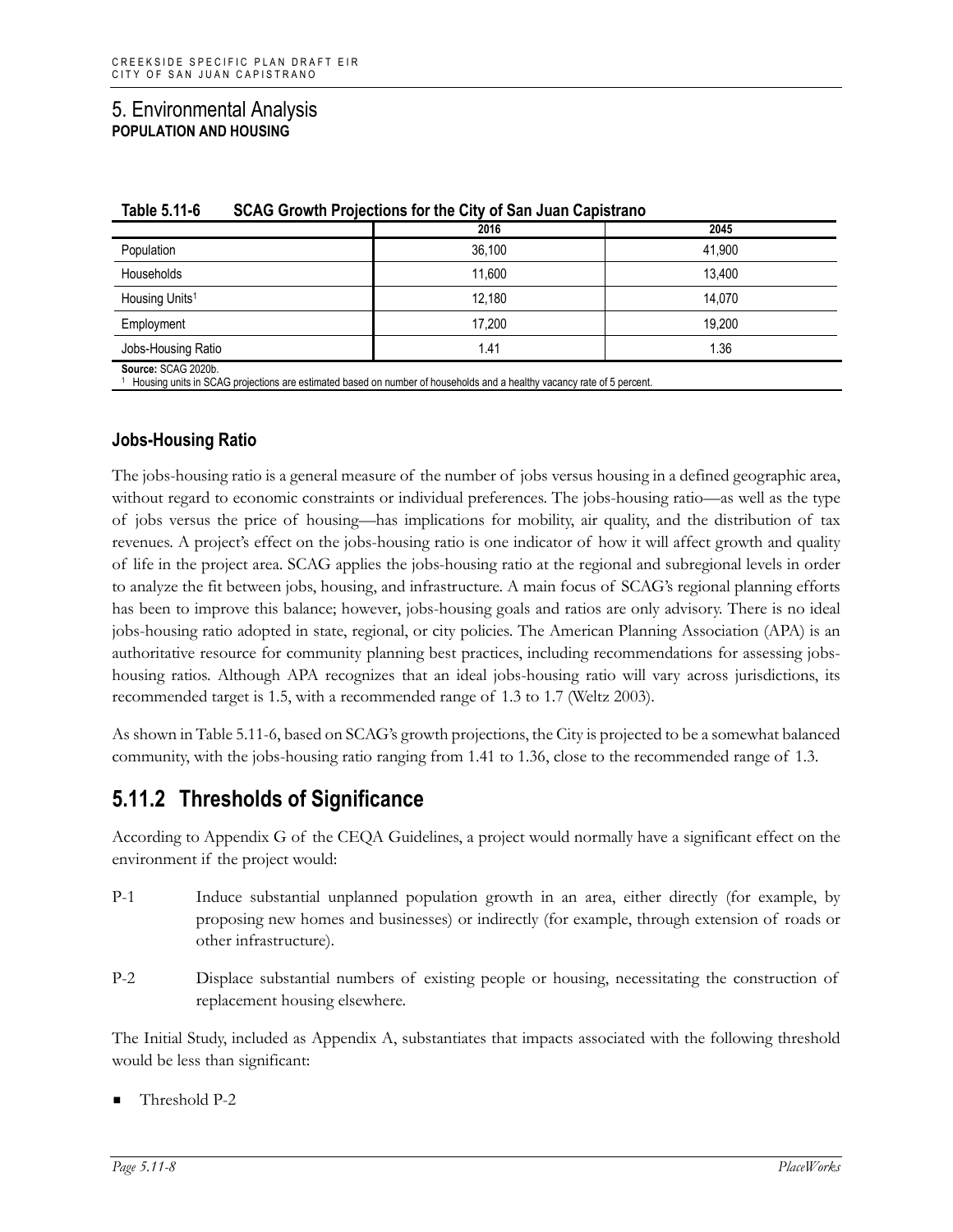# 5. Environmental Analysis

**POPULATION AND HOUSING**

**Table 5.11-6 SCAG Growth Projections for the City of San Juan Capistrano**

| | 2016 | 2045 |
|---|---|---|
| Population | 36,100 | 41,900 |
| Households | 11,600 | 13,400 |
| Housing Units[1] | 12,180 | 14,070 |
| Employment | 17,200 | 19,200 |
| Jobs-Housing Ratio | 1.41 | 1.36 |

**Source:** SCAG 2020b.
[1] Housing units in SCAG projections are estimated based on number of households and a healthy vacancy rate of 5 percent.

### Jobs-Housing Ratio

The jobs-housing ratio is a general measure of the number of jobs versus housing in a defined geographic area, without regard to economic constraints or individual preferences. The jobs-housing ratio—as well as the type of jobs versus the price of housing—has implications for mobility, air quality, and the distribution of tax revenues. A project's effect on the jobs-housing ratio is one indicator of how it will affect growth and quality of life in the project area. SCAG applies the jobs-housing ratio at the regional and subregional levels in order to analyze the fit between jobs, housing, and infrastructure. A main focus of SCAG's regional planning efforts has been to improve this balance; however, jobs-housing goals and ratios are only advisory. There is no ideal jobs-housing ratio adopted in state, regional, or city policies. The American Planning Association (APA) is an authoritative resource for community planning best practices, including recommendations for assessing jobs-housing ratios. Although APA recognizes that an ideal jobs-housing ratio will vary across jurisdictions, its recommended target is 1.5, with a recommended range of 1.3 to 1.7 (Weltz 2003).

As shown in Table 5.11-6, based on SCAG's growth projections, the City is projected to be a somewhat balanced community, with the jobs-housing ratio ranging from 1.41 to 1.36, close to the recommended range of 1.3.

## 5.11.2 Thresholds of Significance

According to Appendix G of the CEQA Guidelines, a project would normally have a significant effect on the environment if the project would:

P-1 Induce substantial unplanned population growth in an area, either directly (for example, by proposing new homes and businesses) or indirectly (for example, through extension of roads or other infrastructure).

P-2 Displace substantial numbers of existing people or housing, necessitating the construction of replacement housing elsewhere.

The Initial Study, included as Appendix A, substantiates that impacts associated with the following threshold would be less than significant:

- Threshold P-2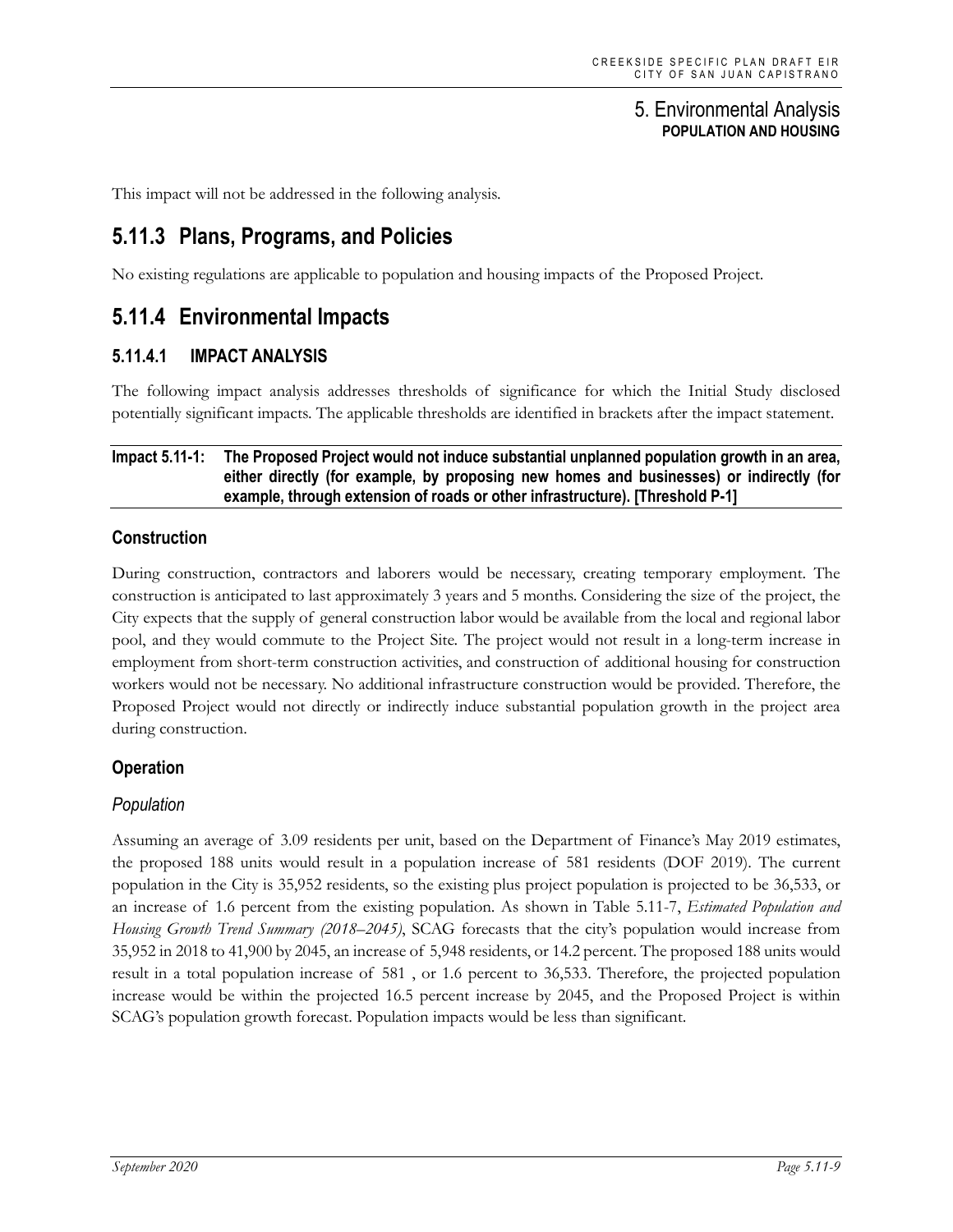This impact will not be addressed in the following analysis.

## 5.11.3 Plans, Programs, and Policies

No existing regulations are applicable to population and housing impacts of the Proposed Project.

## 5.11.4 Environmental Impacts

### 5.11.4.1 IMPACT ANALYSIS

The following impact analysis addresses thresholds of significance for which the Initial Study disclosed potentially significant impacts. The applicable thresholds are identified in brackets after the impact statement.

**Impact 5.11-1: The Proposed Project would not induce substantial unplanned population growth in an area, either directly (for example, by proposing new homes and businesses) or indirectly (for example, through extension of roads or other infrastructure). [Threshold P-1]**

### Construction

During construction, contractors and laborers would be necessary, creating temporary employment. The construction is anticipated to last approximately 3 years and 5 months. Considering the size of the project, the City expects that the supply of general construction labor would be available from the local and regional labor pool, and they would commute to the Project Site. The project would not result in a long-term increase in employment from short-term construction activities, and construction of additional housing for construction workers would not be necessary. No additional infrastructure construction would be provided. Therefore, the Proposed Project would not directly or indirectly induce substantial population growth in the project area during construction.

### Operation

#### *Population*

Assuming an average of 3.09 residents per unit, based on the Department of Finance's May 2019 estimates, the proposed 188 units would result in a population increase of 581 residents (DOF 2019). The current population in the City is 35,952 residents, so the existing plus project population is projected to be 36,533, or an increase of 1.6 percent from the existing population. As shown in Table 5.11-7, *Estimated Population and Housing Growth Trend Summary (2018–2045)*, SCAG forecasts that the city's population would increase from 35,952 in 2018 to 41,900 by 2045, an increase of 5,948 residents, or 14.2 percent. The proposed 188 units would result in a total population increase of 581 , or 1.6 percent to 36,533. Therefore, the projected population increase would be within the projected 16.5 percent increase by 2045, and the Proposed Project is within SCAG's population growth forecast. Population impacts would be less than significant.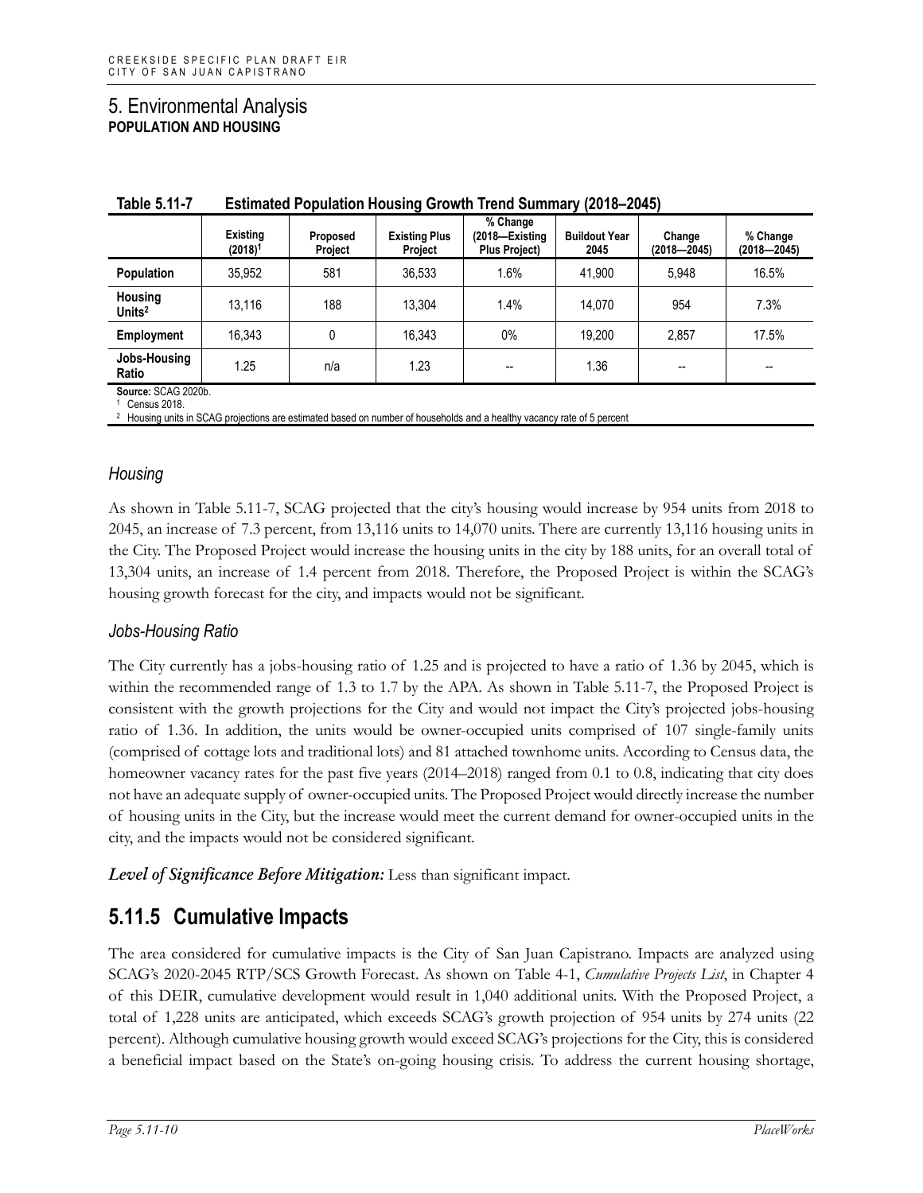# 5. Environmental Analysis

## POPULATION AND HOUSING

**Table 5.11-7 Estimated Population Housing Growth Trend Summary (2018–2045)**

| | Existing (2018)[1] | Proposed Project | Existing Plus Project | % Change (2018—Existing Plus Project) | Buildout Year 2045 | Change (2018—2045) | % Change (2018—2045) |
|---|---|---|---|---|---|---|---|
| **Population** | 35,952 | 581 | 36,533 | 1.6% | 41,900 | 5,948 | 16.5% |
| **Housing Units**[2] | 13,116 | 188 | 13,304 | 1.4% | 14,070 | 954 | 7.3% |
| **Employment** | 16,343 | 0 | 16,343 | 0% | 19,200 | 2,857 | 17.5% |
| **Jobs-Housing Ratio** | 1.25 | n/a | 1.23 | -- | 1.36 | -- | -- |

**Source:** SCAG 2020b.
[1] Census 2018.
[2] Housing units in SCAG projections are estimated based on number of households and a healthy vacancy rate of 5 percent

### *Housing*

As shown in Table 5.11-7, SCAG projected that the city's housing would increase by 954 units from 2018 to 2045, an increase of 7.3 percent, from 13,116 units to 14,070 units. There are currently 13,116 housing units in the City. The Proposed Project would increase the housing units in the city by 188 units, for an overall total of 13,304 units, an increase of 1.4 percent from 2018. Therefore, the Proposed Project is within the SCAG's housing growth forecast for the city, and impacts would not be significant.

### *Jobs-Housing Ratio*

The City currently has a jobs-housing ratio of 1.25 and is projected to have a ratio of 1.36 by 2045, which is within the recommended range of 1.3 to 1.7 by the APA. As shown in Table 5.11-7, the Proposed Project is consistent with the growth projections for the City and would not impact the City's projected jobs-housing ratio of 1.36. In addition, the units would be owner-occupied units comprised of 107 single-family units (comprised of cottage lots and traditional lots) and 81 attached townhome units. According to Census data, the homeowner vacancy rates for the past five years (2014–2018) ranged from 0.1 to 0.8, indicating that city does not have an adequate supply of owner-occupied units. The Proposed Project would directly increase the number of housing units in the City, but the increase would meet the current demand for owner-occupied units in the city, and the impacts would not be considered significant.

***Level of Significance Before Mitigation:*** Less than significant impact.

## 5.11.5 Cumulative Impacts

The area considered for cumulative impacts is the City of San Juan Capistrano. Impacts are analyzed using SCAG's 2020-2045 RTP/SCS Growth Forecast. As shown on Table 4-1, *Cumulative Projects List*, in Chapter 4 of this DEIR, cumulative development would result in 1,040 additional units. With the Proposed Project, a total of 1,228 units are anticipated, which exceeds SCAG's growth projection of 954 units by 274 units (22 percent). Although cumulative housing growth would exceed SCAG's projections for the City, this is considered a beneficial impact based on the State's on-going housing crisis. To address the current housing shortage,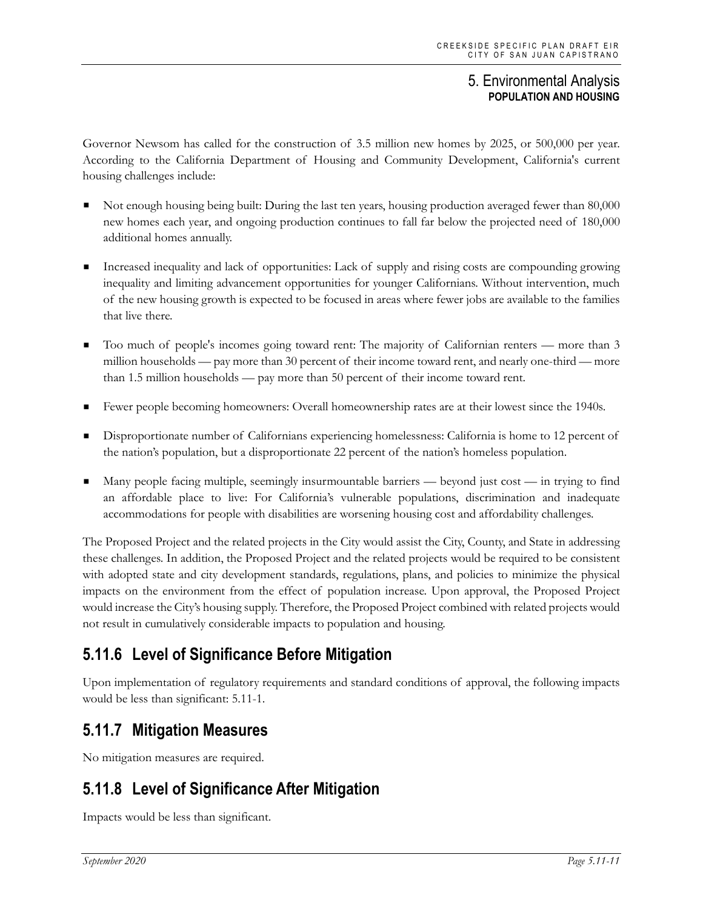Governor Newsom has called for the construction of 3.5 million new homes by 2025, or 500,000 per year. According to the California Department of Housing and Community Development, California's current housing challenges include:

- Not enough housing being built: During the last ten years, housing production averaged fewer than 80,000 new homes each year, and ongoing production continues to fall far below the projected need of 180,000 additional homes annually.
- Increased inequality and lack of opportunities: Lack of supply and rising costs are compounding growing inequality and limiting advancement opportunities for younger Californians. Without intervention, much of the new housing growth is expected to be focused in areas where fewer jobs are available to the families that live there.
- Too much of people's incomes going toward rent: The majority of Californian renters — more than 3 million households — pay more than 30 percent of their income toward rent, and nearly one-third — more than 1.5 million households — pay more than 50 percent of their income toward rent.
- Fewer people becoming homeowners: Overall homeownership rates are at their lowest since the 1940s.
- Disproportionate number of Californians experiencing homelessness: California is home to 12 percent of the nation's population, but a disproportionate 22 percent of the nation's homeless population.
- Many people facing multiple, seemingly insurmountable barriers — beyond just cost — in trying to find an affordable place to live: For California's vulnerable populations, discrimination and inadequate accommodations for people with disabilities are worsening housing cost and affordability challenges.

The Proposed Project and the related projects in the City would assist the City, County, and State in addressing these challenges. In addition, the Proposed Project and the related projects would be required to be consistent with adopted state and city development standards, regulations, plans, and policies to minimize the physical impacts on the environment from the effect of population increase. Upon approval, the Proposed Project would increase the City's housing supply. Therefore, the Proposed Project combined with related projects would not result in cumulatively considerable impacts to population and housing.

## 5.11.6 Level of Significance Before Mitigation

Upon implementation of regulatory requirements and standard conditions of approval, the following impacts would be less than significant: 5.11-1.

## 5.11.7 Mitigation Measures

No mitigation measures are required.

## 5.11.8 Level of Significance After Mitigation

Impacts would be less than significant.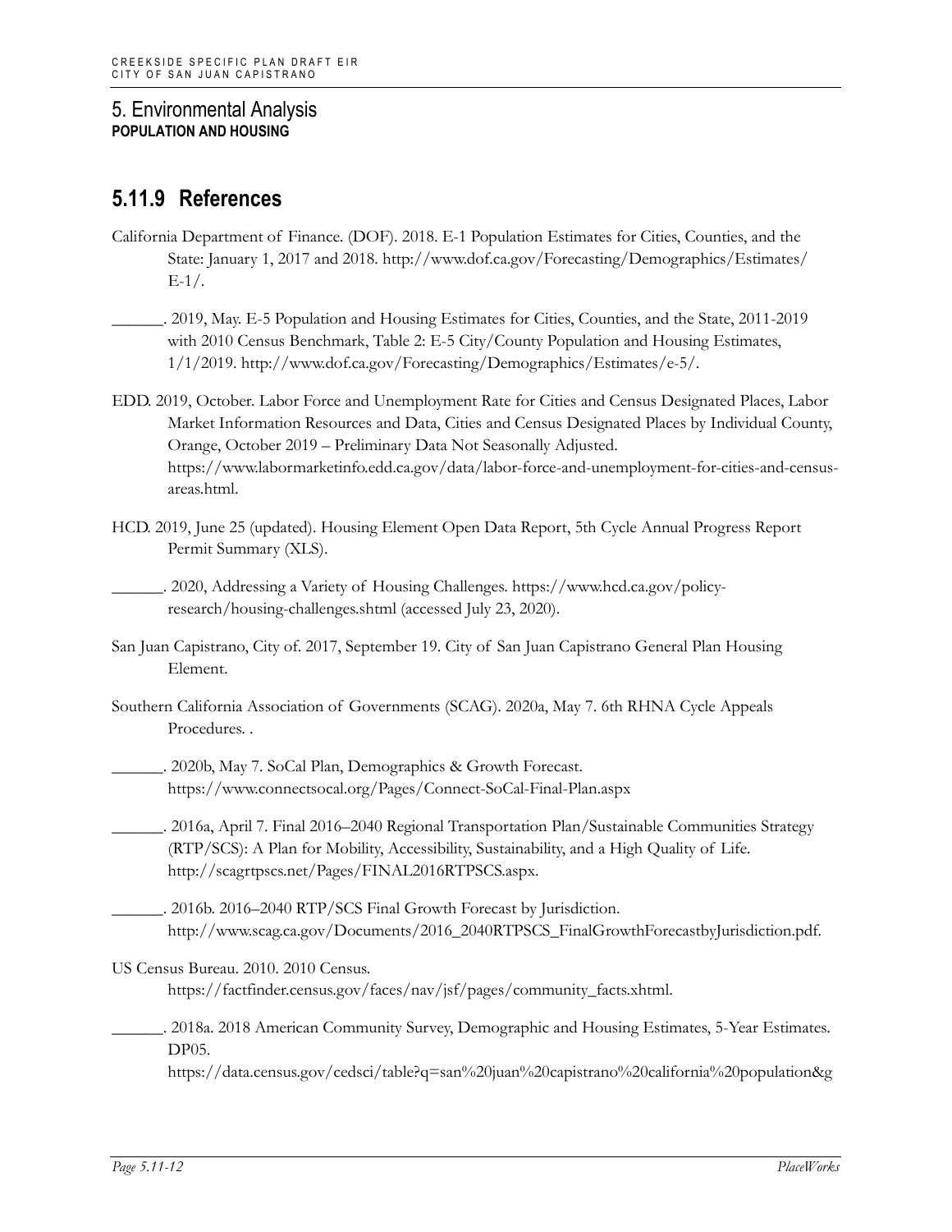# 5. Environmental Analysis
**POPULATION AND HOUSING**

## 5.11.9 References

California Department of Finance. (DOF). 2018. E-1 Population Estimates for Cities, Counties, and the State: January 1, 2017 and 2018. http://www.dof.ca.gov/Forecasting/Demographics/Estimates/E-1/.

______. 2019, May. E-5 Population and Housing Estimates for Cities, Counties, and the State, 2011-2019 with 2010 Census Benchmark, Table 2: E-5 City/County Population and Housing Estimates, 1/1/2019. http://www.dof.ca.gov/Forecasting/Demographics/Estimates/e-5/.

EDD. 2019, October. Labor Force and Unemployment Rate for Cities and Census Designated Places, Labor Market Information Resources and Data, Cities and Census Designated Places by Individual County, Orange, October 2019 – Preliminary Data Not Seasonally Adjusted. https://www.labormarketinfo.edd.ca.gov/data/labor-force-and-unemployment-for-cities-and-census-areas.html.

HCD. 2019, June 25 (updated). Housing Element Open Data Report, 5th Cycle Annual Progress Report Permit Summary (XLS).

______. 2020, Addressing a Variety of Housing Challenges. https://www.hcd.ca.gov/policy-research/housing-challenges.shtml (accessed July 23, 2020).

San Juan Capistrano, City of. 2017, September 19. City of San Juan Capistrano General Plan Housing Element.

Southern California Association of Governments (SCAG). 2020a, May 7. 6th RHNA Cycle Appeals Procedures. .

______. 2020b, May 7. SoCal Plan, Demographics & Growth Forecast. https://www.connectsocal.org/Pages/Connect-SoCal-Final-Plan.aspx

______. 2016a, April 7. Final 2016–2040 Regional Transportation Plan/Sustainable Communities Strategy (RTP/SCS): A Plan for Mobility, Accessibility, Sustainability, and a High Quality of Life. http://scagrtpscs.net/Pages/FINAL2016RTPSCS.aspx.

______. 2016b. 2016–2040 RTP/SCS Final Growth Forecast by Jurisdiction. http://www.scag.ca.gov/Documents/2016_2040RTPSCS_FinalGrowthForecastbyJurisdiction.pdf.

US Census Bureau. 2010. 2010 Census. https://factfinder.census.gov/faces/nav/jsf/pages/community_facts.xhtml.

______. 2018a. 2018 American Community Survey, Demographic and Housing Estimates, 5-Year Estimates. DP05. https://data.census.gov/cedsci/table?q=san%20juan%20capistrano%20california%20population&g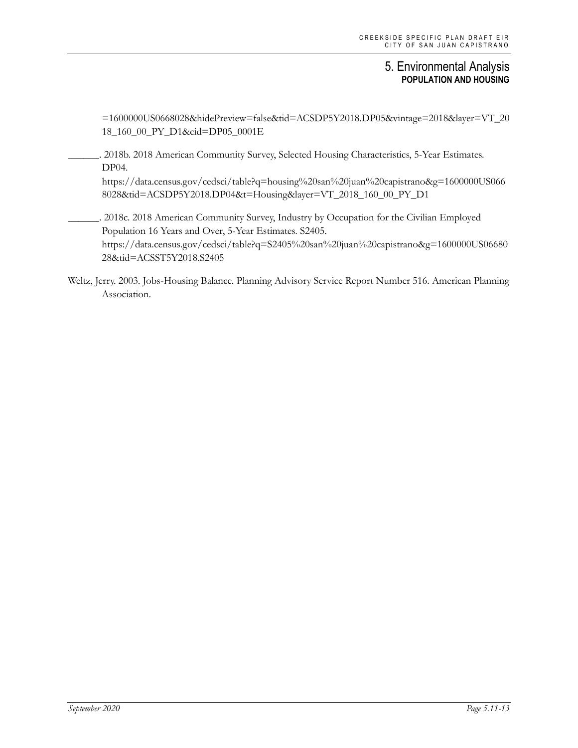=1600000US0668028&hidePreview=false&tid=ACSDP5Y2018.DP05&vintage=2018&layer=VT_2018_160_00_PY_D1&cid=DP05_0001E

______. 2018b. 2018 American Community Survey, Selected Housing Characteristics, 5-Year Estimates. DP04. https://data.census.gov/cedsci/table?q=housing%20san%20juan%20capistrano&g=1600000US0668028&tid=ACSDP5Y2018.DP04&t=Housing&layer=VT_2018_160_00_PY_D1

______. 2018c. 2018 American Community Survey, Industry by Occupation for the Civilian Employed Population 16 Years and Over, 5-Year Estimates. S2405. https://data.census.gov/cedsci/table?q=S2405%20san%20juan%20capistrano&g=1600000US0668028&tid=ACSST5Y2018.S2405

Weltz, Jerry. 2003. Jobs-Housing Balance. Planning Advisory Service Report Number 516. American Planning Association.